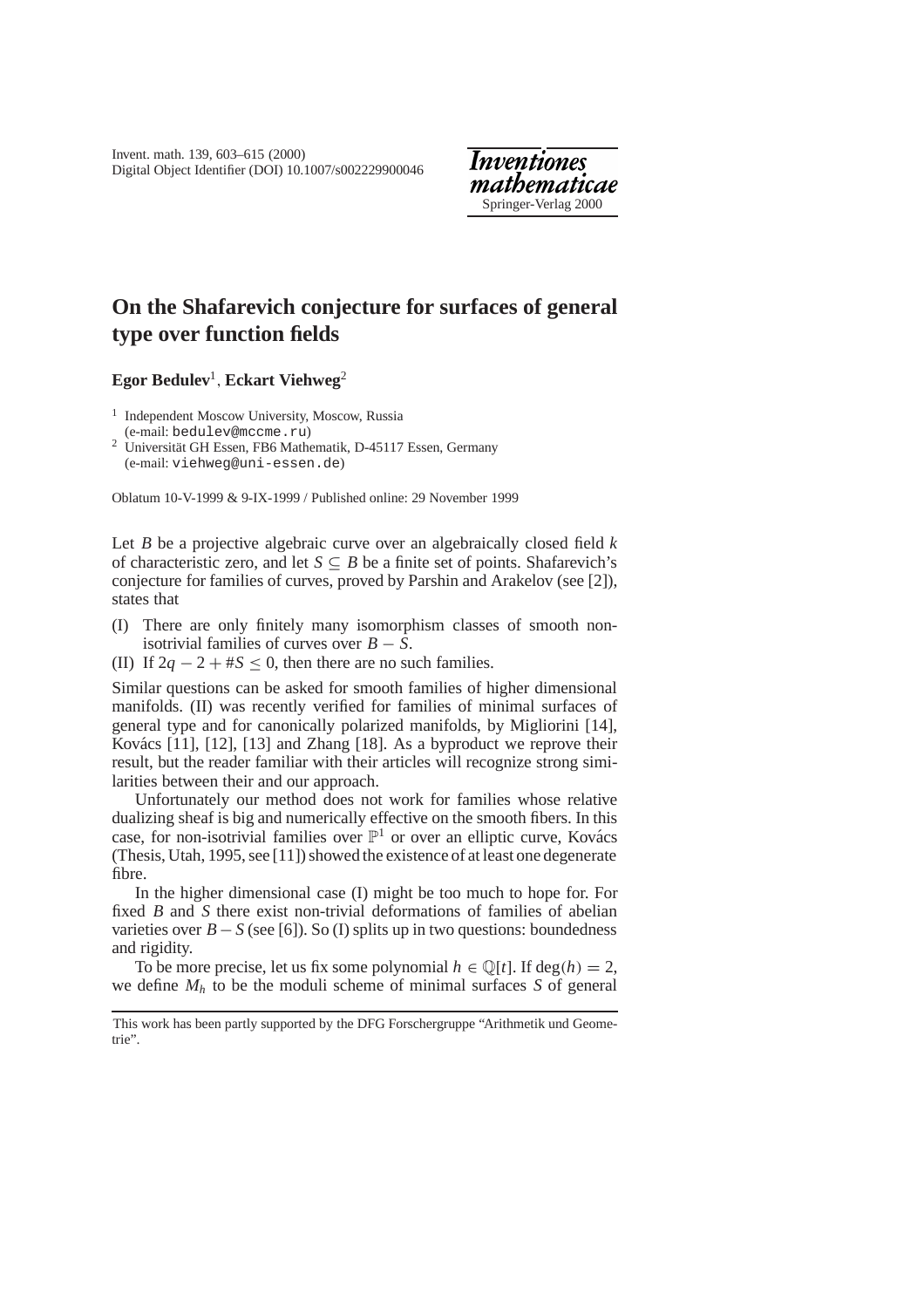# On the Shafarevich conjecture for surfaces of general type over function fields

**Egor Bedulev**[1], **Eckart Viehweg**[2]

[1] Independent Moscow University, Moscow, Russia (e-mail: bedulev@mccme.ru)

[2] Universität GH Essen, FB6 Mathematik, D-45117 Essen, Germany (e-mail: viehweg@uni-essen.de)

Oblatum 10-V-1999 & 9-IX-1999 / Published online: 29 November 1999

Let $B$ be a projective algebraic curve over an algebraically closed field $k$ of characteristic zero, and let $S \subseteq B$ be a finite set of points. Shafarevich's conjecture for families of curves, proved by Parshin and Arakelov (see [2]), states that

(I) There are only finitely many isomorphism classes of smooth non-isotrivial families of curves over $B - S$.

(II) If $2q - 2 + \#S \leq 0$, then there are no such families.

Similar questions can be asked for smooth families of higher dimensional manifolds. (II) was recently verified for families of minimal surfaces of general type and for canonically polarized manifolds, by Migliorini [14], Kovács [11], [12], [13] and Zhang [18]. As a byproduct we reprove their result, but the reader familiar with their articles will recognize strong similarities between their and our approach.

Unfortunately our method does not work for families whose relative dualizing sheaf is big and numerically effective on the smooth fibers. In this case, for non-isotrivial families over $\mathbb{P}^1$ or over an elliptic curve, Kovács (Thesis, Utah, 1995, see [11]) showed the existence of at least one degenerate fibre.

In the higher dimensional case (I) might be too much to hope for. For fixed $B$ and $S$ there exist non-trivial deformations of families of abelian varieties over $B - S$ (see [6]). So (I) splits up in two questions: boundedness and rigidity.

To be more precise, let us fix some polynomial $h \in \mathbb{Q}[t]$. If $\deg(h) = 2$, we define $M_h$ to be the moduli scheme of minimal surfaces $S$ of general

This work has been partly supported by the DFG Forschergruppe "Arithmetik und Geometrie".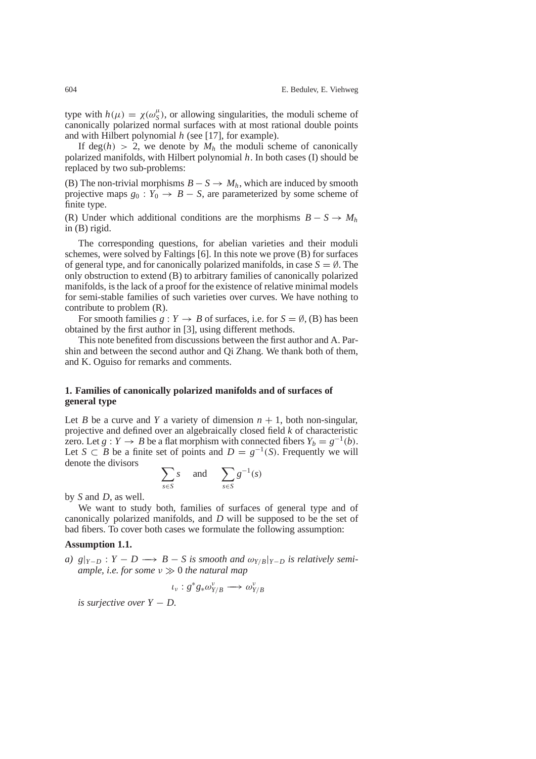type with $h(\mu) = \chi(\omega_S^\mu)$, or allowing singularities, the moduli scheme of canonically polarized normal surfaces with at most rational double points and with Hilbert polynomial $h$ (see [17], for example).

If $\deg(h) > 2$, we denote by $M_h$ the moduli scheme of canonically polarized manifolds, with Hilbert polynomial $h$. In both cases (I) should be replaced by two sub-problems:

(B) The non-trivial morphisms $B - S \to M_h$, which are induced by smooth projective maps $g_0 : Y_0 \to B - S$, are parameterized by some scheme of finite type.

(R) Under which additional conditions are the morphisms $B - S \to M_h$ in (B) rigid.

The corresponding questions, for abelian varieties and their moduli schemes, were solved by Faltings [6]. In this note we prove (B) for surfaces of general type, and for canonically polarized manifolds, in case $S = \emptyset$. The only obstruction to extend (B) to arbitrary families of canonically polarized manifolds, is the lack of a proof for the existence of relative minimal models for semi-stable families of such varieties over curves. We have nothing to contribute to problem (R).

For smooth families $g : Y \to B$ of surfaces, i.e. for $S = \emptyset$, (B) has been obtained by the first author in [3], using different methods.

This note benefited from discussions between the first author and A. Parshin and between the second author and Qi Zhang. We thank both of them, and K. Oguiso for remarks and comments.

## 1. Families of canonically polarized manifolds and of surfaces of general type

Let $B$ be a curve and $Y$ a variety of dimension $n + 1$, both non-singular, projective and defined over an algebraically closed field $k$ of characteristic zero. Let $g : Y \to B$ be a flat morphism with connected fibers $Y_b = g^{-1}(b)$. Let $S \subset B$ be a finite set of points and $D = g^{-1}(S)$. Frequently we will denote the divisors

$$\sum_{s \in S} s \quad \text{and} \quad \sum_{s \in S} g^{-1}(s)$$

by $S$ and $D$, as well.

We want to study both, families of surfaces of general type and of canonically polarized manifolds, and $D$ will be supposed to be the set of bad fibers. To cover both cases we formulate the following assumption:

**Assumption 1.1.**

*a)* $g|_{Y-D} : Y - D \longrightarrow B - S$ *is smooth and* $\omega_{Y/B}|_{Y-D}$ *is relatively semi-ample, i.e. for some* $\nu \gg 0$ *the natural map*

$$\iota_\nu : g^* g_* \omega_{Y/B}^\nu \longrightarrow \omega_{Y/B}^\nu$$

*is surjective over* $Y - D$.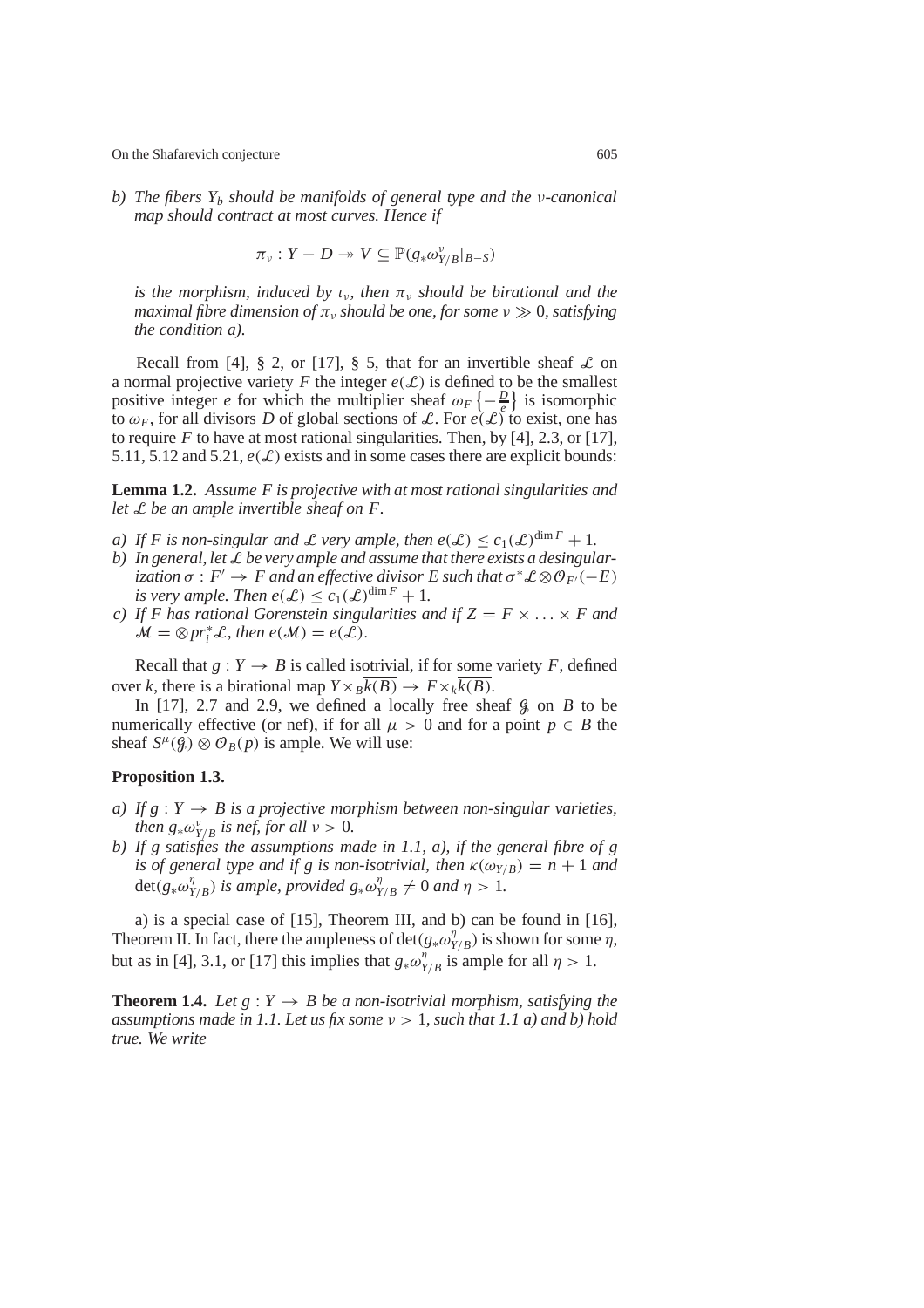*b) The fibers $Y_b$ should be manifolds of general type and the $\nu$-canonical map should contract at most curves. Hence if*

$$\pi_\nu : Y - D \twoheadrightarrow V \subseteq \mathbb{P}(g_*\omega^\nu_{Y/B}|_{B-S})$$

*is the morphism, induced by $\iota_\nu$, then $\pi_\nu$ should be birational and the maximal fibre dimension of $\pi_\nu$ should be one, for some $\nu \gg 0$, satisfying the condition a).*

Recall from [4], § 2, or [17], § 5, that for an invertible sheaf $\mathcal{L}$ on a normal projective variety $F$ the integer $e(\mathcal{L})$ is defined to be the smallest positive integer $e$ for which the multiplier sheaf $\omega_F\left\{-\frac{D}{e}\right\}$ is isomorphic to $\omega_F$, for all divisors $D$ of global sections of $\mathcal{L}$. For $e(\mathcal{L})$ to exist, one has to require $F$ to have at most rational singularities. Then, by [4], 2.3, or [17], 5.11, 5.12 and 5.21, $e(\mathcal{L})$ exists and in some cases there are explicit bounds:

**Lemma 1.2.** *Assume $F$ is projective with at most rational singularities and let $\mathcal{L}$ be an ample invertible sheaf on $F$.*

*a) If $F$ is non-singular and $\mathcal{L}$ very ample, then $e(\mathcal{L}) \leq c_1(\mathcal{L})^{\dim F} + 1$.*
*b) In general, let $\mathcal{L}$ be very ample and assume that there exists a desingularization $\sigma : F' \to F$ and an effective divisor $E$ such that $\sigma^*\mathcal{L} \otimes \mathcal{O}_{F'}(-E)$ is very ample. Then $e(\mathcal{L}) \leq c_1(\mathcal{L})^{\dim F} + 1$.*
*c) If $F$ has rational Gorenstein singularities and if $Z = F \times \ldots \times F$ and $\mathcal{M} = \otimes pr_i^*\mathcal{L}$, then $e(\mathcal{M}) = e(\mathcal{L})$.*

Recall that $g : Y \to B$ is called isotrivial, if for some variety $F$, defined over $k$, there is a birational map $Y \times_B \overline{k(B)} \to F \times_k \overline{k(B)}$.

In [17], 2.7 and 2.9, we defined a locally free sheaf $\mathcal{G}$ on $B$ to be numerically effective (or nef), if for all $\mu > 0$ and for a point $p \in B$ the sheaf $S^\mu(\mathcal{G}) \otimes \mathcal{O}_B(p)$ is ample. We will use:

**Proposition 1.3.**

*a) If $g : Y \to B$ is a projective morphism between non-singular varieties, then $g_*\omega^\nu_{Y/B}$ is nef, for all $\nu > 0$.*
*b) If $g$ satisfies the assumptions made in 1.1, a), if the general fibre of $g$ is of general type and if $g$ is non-isotrivial, then $\kappa(\omega_{Y/B}) = n + 1$ and $\det(g_*\omega^\eta_{Y/B})$ is ample, provided $g_*\omega^\eta_{Y/B} \neq 0$ and $\eta > 1$.*

a) is a special case of [15], Theorem III, and b) can be found in [16], Theorem II. In fact, there the ampleness of $\det(g_*\omega^\eta_{Y/B})$ is shown for some $\eta$, but as in [4], 3.1, or [17] this implies that $g_*\omega^\eta_{Y/B}$ is ample for all $\eta > 1$.

**Theorem 1.4.** *Let $g : Y \to B$ be a non-isotrivial morphism, satisfying the assumptions made in 1.1. Let us fix some $\nu > 1$, such that 1.1 a) and b) hold true. We write*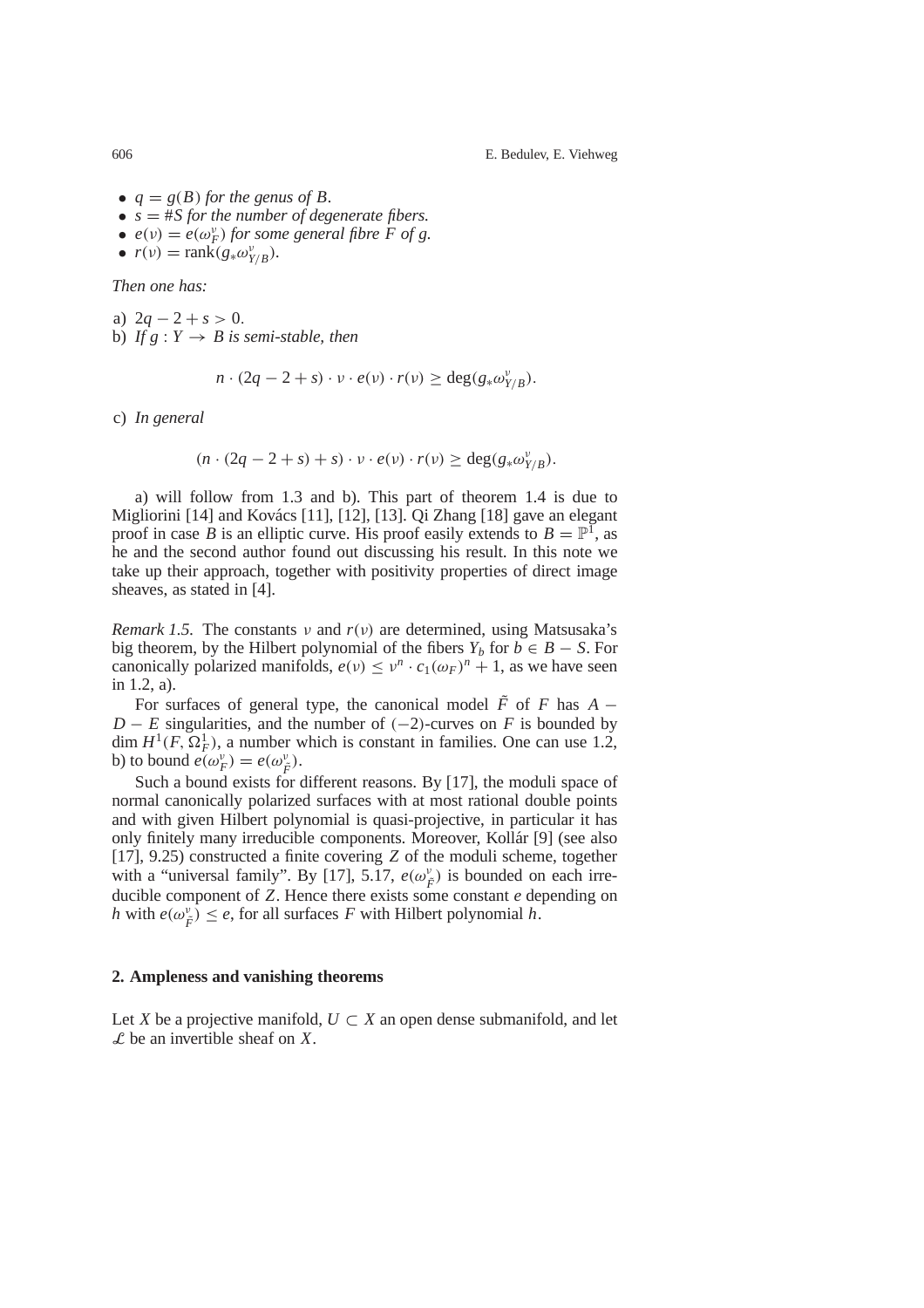- *$q = g(B)$ for the genus of $B$.*
- *$s = \#S$ for the number of degenerate fibers.*
- *$e(\nu) = e(\omega_F^\nu)$ for some general fibre $F$ of $g$.*
- *$r(\nu) = \operatorname{rank}(g_*\omega_{Y/B}^\nu)$.*

*Then one has:*

a) $2q - 2 + s > 0$.

b) *If $g : Y \to B$ is semi-stable, then*

$$n \cdot (2q - 2 + s) \cdot \nu \cdot e(\nu) \cdot r(\nu) \geq \deg(g_*\omega_{Y/B}^\nu).$$

c) *In general*

$$(n \cdot (2q - 2 + s) + s) \cdot \nu \cdot e(\nu) \cdot r(\nu) \geq \deg(g_*\omega_{Y/B}^\nu).$$

a) will follow from 1.3 and b). This part of theorem 1.4 is due to Migliorini [14] and Kovács [11], [12], [13]. Qi Zhang [18] gave an elegant proof in case $B$ is an elliptic curve. His proof easily extends to $B = \mathbb{P}^1$, as he and the second author found out discussing his result. In this note we take up their approach, together with positivity properties of direct image sheaves, as stated in [4].

*Remark 1.5.* The constants $\nu$ and $r(\nu)$ are determined, using Matsusaka's big theorem, by the Hilbert polynomial of the fibers $Y_b$ for $b \in B - S$. For canonically polarized manifolds, $e(\nu) \leq \nu^n \cdot c_1(\omega_F)^n + 1$, as we have seen in 1.2, a).

For surfaces of general type, the canonical model $\tilde{F}$ of $F$ has $A - D - E$ singularities, and the number of $(-2)$-curves on $F$ is bounded by $\dim H^1(F, \Omega_F^1)$, a number which is constant in families. One can use 1.2, b) to bound $e(\omega_F^\nu) = e(\omega_{\tilde{F}}^\nu)$.

Such a bound exists for different reasons. By [17], the moduli space of normal canonically polarized surfaces with at most rational double points and with given Hilbert polynomial is quasi-projective, in particular it has only finitely many irreducible components. Moreover, Kollár [9] (see also [17], 9.25) constructed a finite covering $Z$ of the moduli scheme, together with a "universal family". By [17], 5.17, $e(\omega_{\tilde{F}}^\nu)$ is bounded on each irreducible component of $Z$. Hence there exists some constant $e$ depending on $h$ with $e(\omega_{\tilde{F}}^\nu) \leq e$, for all surfaces $F$ with Hilbert polynomial $h$.

## 2. Ampleness and vanishing theorems

Let $X$ be a projective manifold, $U \subset X$ an open dense submanifold, and let $\mathcal{L}$ be an invertible sheaf on $X$.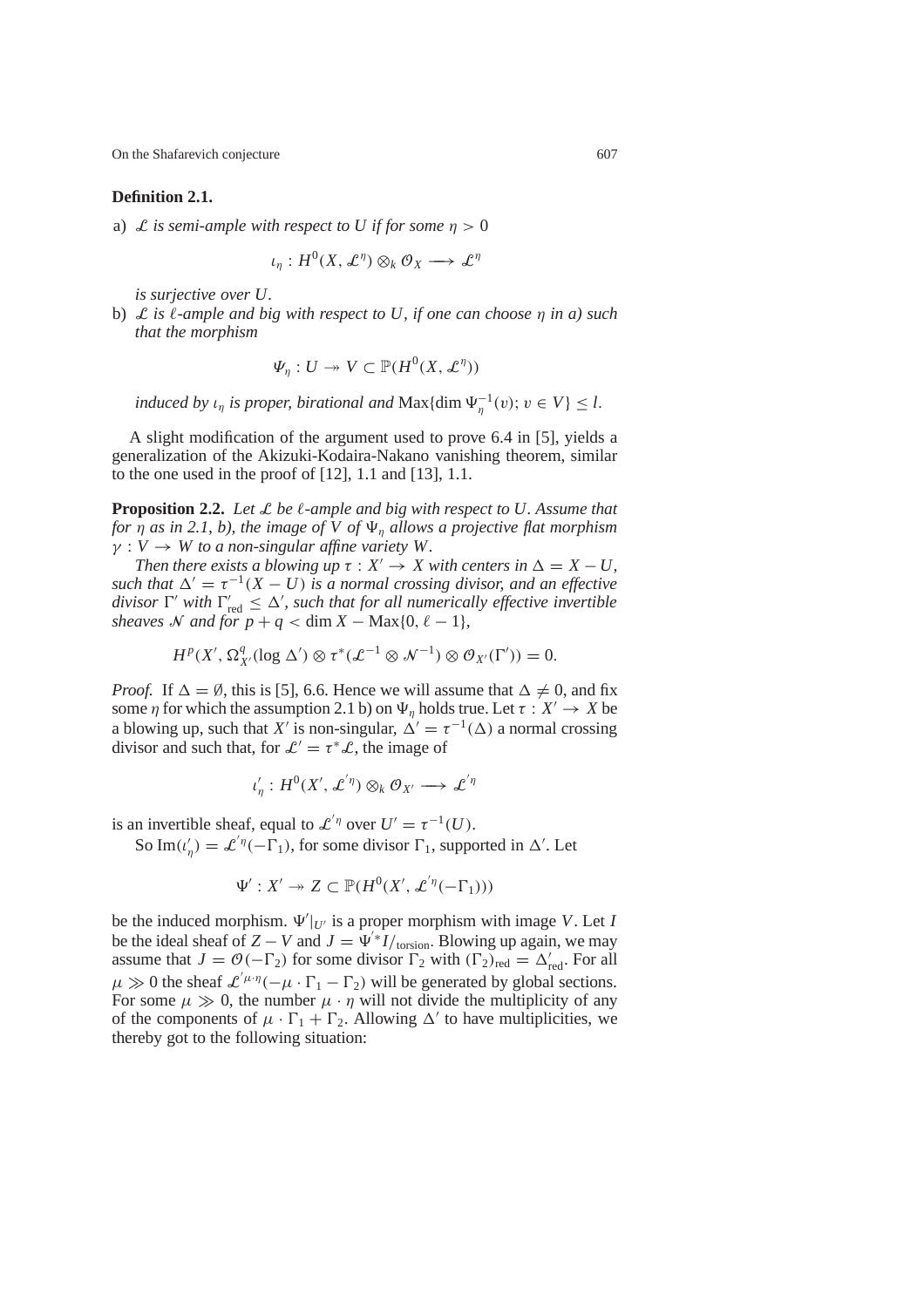**Definition 2.1.**

a) $\mathcal{L}$ *is semi-ample with respect to* $U$ *if for some* $\eta > 0$

$$\iota_\eta : H^0(X, \mathcal{L}^\eta) \otimes_k \mathcal{O}_X \longrightarrow \mathcal{L}^\eta$$

*is surjective over* $U$.

b) $\mathcal{L}$ *is* $\ell$*-ample and big with respect to* $U$*, if one can choose* $\eta$ *in a) such that the morphism*

$$\Psi_\eta : U \twoheadrightarrow V \subset \mathbb{P}(H^0(X, \mathcal{L}^\eta))$$

*induced by* $\iota_\eta$ *is proper, birational and* $\text{Max}\{\dim \Psi_\eta^{-1}(v);\, v \in V\} \leq l$.

A slight modification of the argument used to prove 6.4 in [5], yields a generalization of the Akizuki-Kodaira-Nakano vanishing theorem, similar to the one used in the proof of [12], 1.1 and [13], 1.1.

**Proposition 2.2.** *Let* $\mathcal{L}$ *be* $\ell$*-ample and big with respect to* $U$*. Assume that for* $\eta$ *as in 2.1, b), the image of* $V$ *of* $\Psi_\eta$ *allows a projective flat morphism* $\gamma : V \to W$ *to a non-singular affine variety* $W$.

*Then there exists a blowing up* $\tau : X' \to X$ *with centers in* $\Delta = X - U$*, such that* $\Delta' = \tau^{-1}(X - U)$ *is a normal crossing divisor, and an effective divisor* $\Gamma'$ *with* $\Gamma'_{\text{red}} \leq \Delta'$*, such that for all numerically effective invertible sheaves* $\mathcal{N}$ *and for* $p + q < \dim X - \text{Max}\{0, \ell - 1\}$,

$$H^p(X', \Omega^q_{X'}(\log \Delta') \otimes \tau^*(\mathcal{L}^{-1} \otimes \mathcal{N}^{-1}) \otimes \mathcal{O}_{X'}(\Gamma')) = 0.$$

*Proof.* If $\Delta = \emptyset$, this is [5], 6.6. Hence we will assume that $\Delta \neq 0$, and fix some $\eta$ for which the assumption 2.1 b) on $\Psi_\eta$ holds true. Let $\tau : X' \to X$ be a blowing up, such that $X'$ is non-singular, $\Delta' = \tau^{-1}(\Delta)$ a normal crossing divisor and such that, for $\mathcal{L}' = \tau^*\mathcal{L}$, the image of

$$\iota'_\eta : H^0(X', \mathcal{L}'^{\eta}) \otimes_k \mathcal{O}_{X'} \longrightarrow \mathcal{L}'^{\eta}$$

is an invertible sheaf, equal to $\mathcal{L}'^{\eta}$ over $U' = \tau^{-1}(U)$.

So $\text{Im}(\iota'_\eta) = \mathcal{L}'^{\eta}(-\Gamma_1)$, for some divisor $\Gamma_1$, supported in $\Delta'$. Let

$$\Psi' : X' \twoheadrightarrow Z \subset \mathbb{P}(H^0(X', \mathcal{L}'^{\eta}(-\Gamma_1)))$$

be the induced morphism. $\Psi'|_{U'}$ is a proper morphism with image $V$. Let $I$ be the ideal sheaf of $Z - V$ and $J = \Psi'^* I/_{\text{torsion}}$. Blowing up again, we may assume that $J = \mathcal{O}(-\Gamma_2)$ for some divisor $\Gamma_2$ with $(\Gamma_2)_{\text{red}} = \Delta'_{\text{red}}$. For all $\mu \gg 0$ the sheaf $\mathcal{L}'^{\mu \cdot \eta}(-\mu \cdot \Gamma_1 - \Gamma_2)$ will be generated by global sections. For some $\mu \gg 0$, the number $\mu \cdot \eta$ will not divide the multiplicity of any of the components of $\mu \cdot \Gamma_1 + \Gamma_2$. Allowing $\Delta'$ to have multiplicities, we thereby got to the following situation: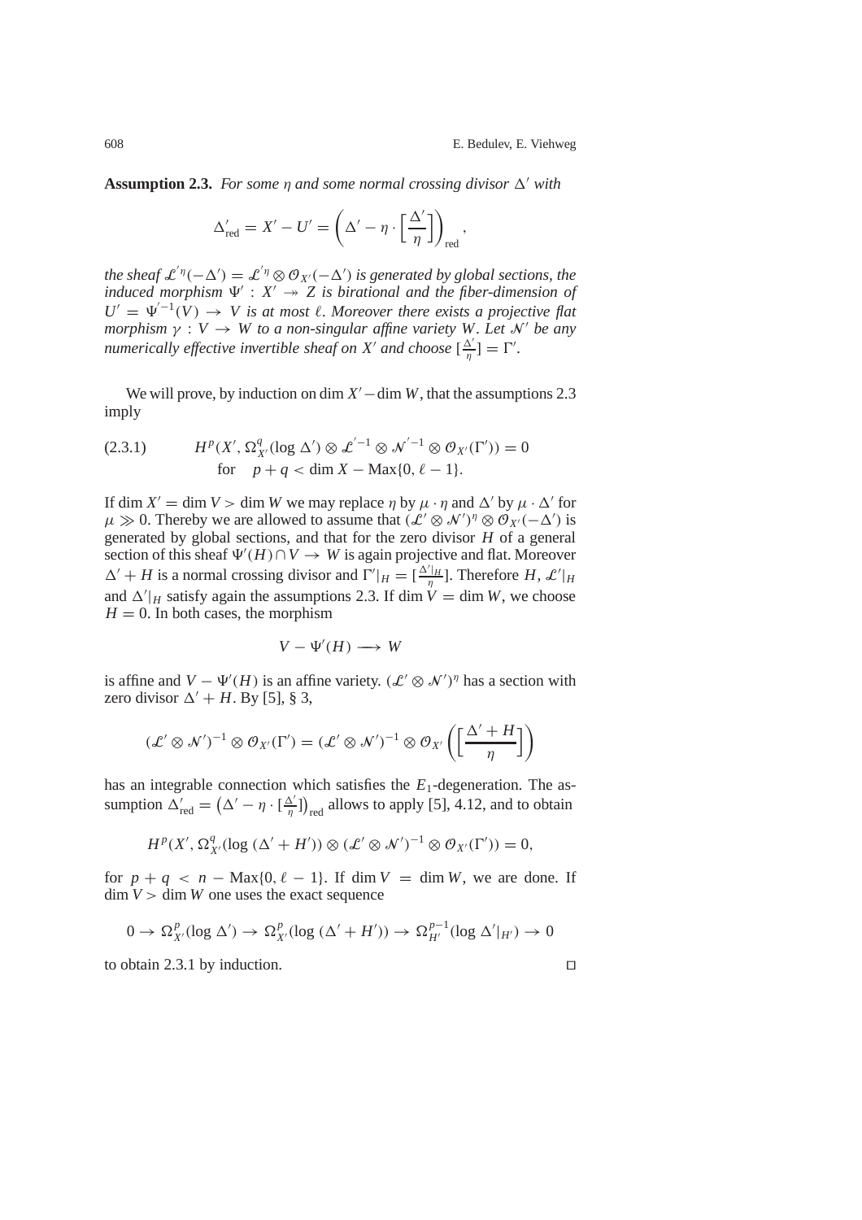**Assumption 2.3.** *For some $\eta$ and some normal crossing divisor $\Delta'$ with*

$$\Delta'_{\mathrm{red}} = X' - U' = \left(\Delta' - \eta \cdot \left[\frac{\Delta'}{\eta}\right]\right)_{\mathrm{red}},$$

*the sheaf $\mathcal{L}'^{\eta}(-\Delta') = \mathcal{L}'^{\eta} \otimes \mathcal{O}_{X'}(-\Delta')$ is generated by global sections, the induced morphism $\Psi' : X' \twoheadrightarrow Z$ is birational and the fiber-dimension of $U' = \Psi'^{-1}(V) \to V$ is at most $\ell$. Moreover there exists a projective flat morphism $\gamma : V \to W$ to a non-singular affine variety $W$. Let $\mathcal{N}'$ be any numerically effective invertible sheaf on $X'$ and choose $[\frac{\Delta'}{\eta}] = \Gamma'$.*

We will prove, by induction on $\dim X' - \dim W$, that the assumptions 2.3 imply

$$\text{(2.3.1)} \qquad H^p(X', \Omega^q_{X'}(\log \Delta') \otimes \mathcal{L}'^{-1} \otimes \mathcal{N}'^{-1} \otimes \mathcal{O}_{X'}(\Gamma')) = 0 \quad \text{for} \quad p + q < \dim X - \mathrm{Max}\{0, \ell - 1\}.$$

If $\dim X' = \dim V > \dim W$ we may replace $\eta$ by $\mu \cdot \eta$ and $\Delta'$ by $\mu \cdot \Delta'$ for $\mu \gg 0$. Thereby we are allowed to assume that $(\mathcal{L}' \otimes \mathcal{N}')^{\eta} \otimes \mathcal{O}_{X'}(-\Delta')$ is generated by global sections, and that for the zero divisor $H$ of a general section of this sheaf $\Psi'(H) \cap V \to W$ is again projective and flat. Moreover $\Delta' + H$ is a normal crossing divisor and $\Gamma'|_H = [\frac{\Delta'|_H}{\eta}]$. Therefore $H$, $\mathcal{L}'|_H$ and $\Delta'|_H$ satisfy again the assumptions 2.3. If $\dim V = \dim W$, we choose $H = 0$. In both cases, the morphism

$$V - \Psi'(H) \longrightarrow W$$

is affine and $V - \Psi'(H)$ is an affine variety. $(\mathcal{L}' \otimes \mathcal{N}')^{\eta}$ has a section with zero divisor $\Delta' + H$. By [5], § 3,

$$(\mathcal{L}' \otimes \mathcal{N}')^{-1} \otimes \mathcal{O}_{X'}(\Gamma') = (\mathcal{L}' \otimes \mathcal{N}')^{-1} \otimes \mathcal{O}_{X'}\left(\left[\frac{\Delta' + H}{\eta}\right]\right)$$

has an integrable connection which satisfies the $E_1$-degeneration. The assumption $\Delta'_{\mathrm{red}} = \left(\Delta' - \eta \cdot [\frac{\Delta'}{\eta}]\right)_{\mathrm{red}}$ allows to apply [5], 4.12, and to obtain

$$H^p(X', \Omega^q_{X'}(\log (\Delta' + H')) \otimes (\mathcal{L}' \otimes \mathcal{N}')^{-1} \otimes \mathcal{O}_{X'}(\Gamma')) = 0,$$

for $p + q < n - \mathrm{Max}\{0, \ell - 1\}$. If $\dim V = \dim W$, we are done. If $\dim V > \dim W$ one uses the exact sequence

$$0 \to \Omega^p_{X'}(\log \Delta') \to \Omega^p_{X'}(\log (\Delta' + H')) \to \Omega^{p-1}_{H'}(\log \Delta'|_{H'}) \to 0$$

to obtain 2.3.1 by induction. □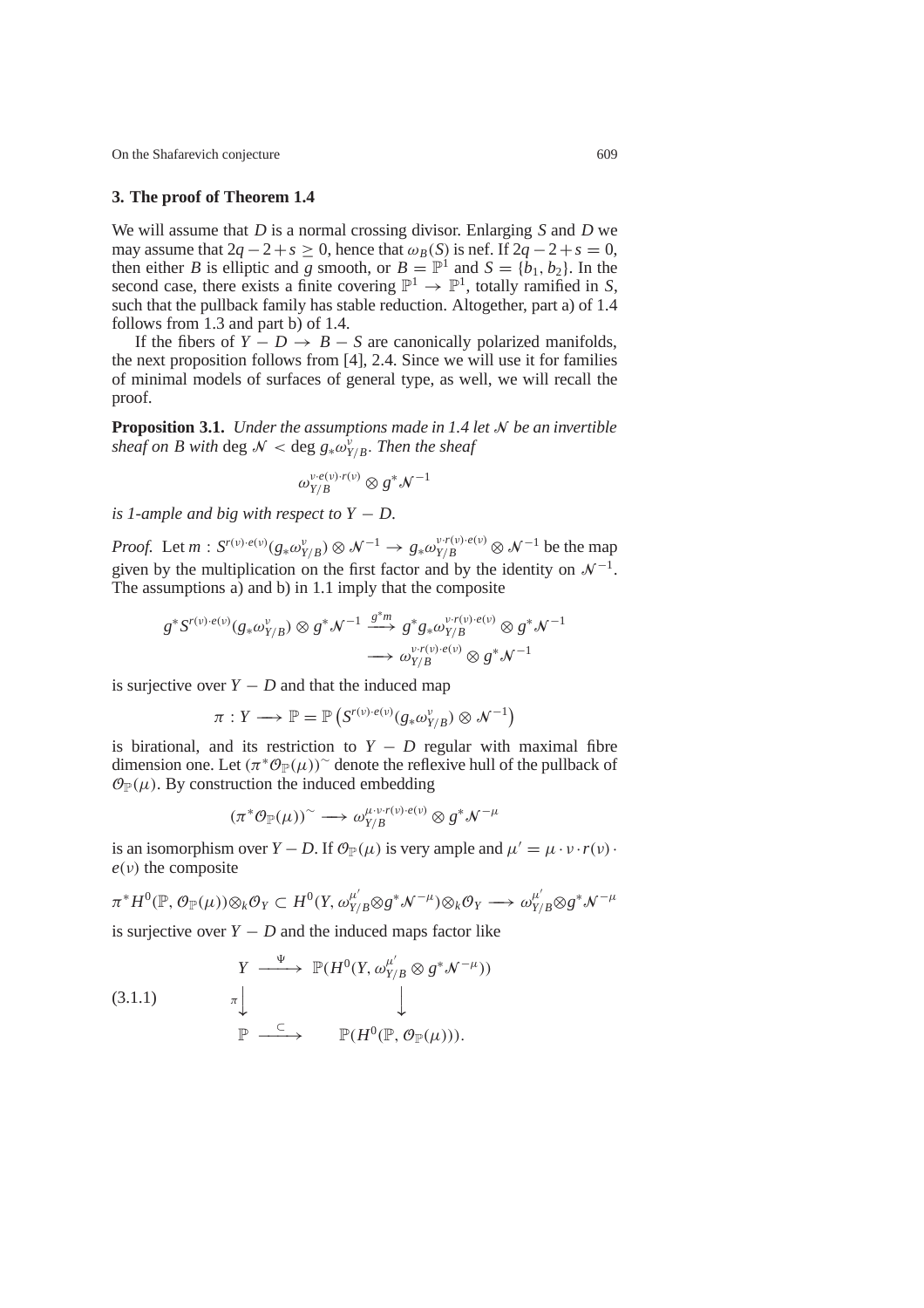### 3. The proof of Theorem 1.4

We will assume that $D$ is a normal crossing divisor. Enlarging $S$ and $D$ we may assume that $2q - 2 + s \geq 0$, hence that $\omega_B(S)$ is nef. If $2q - 2 + s = 0$, then either $B$ is elliptic and $g$ smooth, or $B = \mathbb{P}^1$ and $S = \{b_1, b_2\}$. In the second case, there exists a finite covering $\mathbb{P}^1 \to \mathbb{P}^1$, totally ramified in $S$, such that the pullback family has stable reduction. Altogether, part a) of 1.4 follows from 1.3 and part b) of 1.4.

If the fibers of $Y - D \to B - S$ are canonically polarized manifolds, the next proposition follows from [4], 2.4. Since we will use it for families of minimal models of surfaces of general type, as well, we will recall the proof.

**Proposition 3.1.** *Under the assumptions made in 1.4 let $\mathcal{N}$ be an invertible sheaf on $B$ with* $\deg \mathcal{N} < \deg g_*\omega_{Y/B}^{\nu}$. *Then the sheaf*

$$\omega_{Y/B}^{\nu \cdot e(\nu) \cdot r(\nu)} \otimes g^*\mathcal{N}^{-1}$$

*is 1-ample and big with respect to $Y - D$.*

*Proof.* Let $m : S^{r(\nu)\cdot e(\nu)}(g_*\omega_{Y/B}^{\nu}) \otimes \mathcal{N}^{-1} \to g_*\omega_{Y/B}^{\nu\cdot r(\nu)\cdot e(\nu)} \otimes \mathcal{N}^{-1}$ be the map given by the multiplication on the first factor and by the identity on $\mathcal{N}^{-1}$. The assumptions a) and b) in 1.1 imply that the composite

$$g^*S^{r(\nu)\cdot e(\nu)}(g_*\omega_{Y/B}^{\nu}) \otimes g^*\mathcal{N}^{-1} \xrightarrow{g^*m} g^*g_*\omega_{Y/B}^{\nu\cdot r(\nu)\cdot e(\nu)} \otimes g^*\mathcal{N}^{-1} \longrightarrow \omega_{Y/B}^{\nu\cdot r(\nu)\cdot e(\nu)} \otimes g^*\mathcal{N}^{-1}$$

is surjective over $Y - D$ and that the induced map

$$\pi : Y \longrightarrow \mathbb{P} = \mathbb{P}\left(S^{r(\nu)\cdot e(\nu)}(g_*\omega_{Y/B}^{\nu}) \otimes \mathcal{N}^{-1}\right)$$

is birational, and its restriction to $Y - D$ regular with maximal fibre dimension one. Let $(\pi^*\mathcal{O}_{\mathbb{P}}(\mu))^{\sim}$ denote the reflexive hull of the pullback of $\mathcal{O}_{\mathbb{P}}(\mu)$. By construction the induced embedding

$$(\pi^*\mathcal{O}_{\mathbb{P}}(\mu))^{\sim} \longrightarrow \omega_{Y/B}^{\mu\cdot\nu\cdot r(\nu)\cdot e(\nu)} \otimes g^*\mathcal{N}^{-\mu}$$

is an isomorphism over $Y - D$. If $\mathcal{O}_{\mathbb{P}}(\mu)$ is very ample and $\mu' = \mu \cdot \nu \cdot r(\nu) \cdot e(\nu)$ the composite

$$\pi^*H^0(\mathbb{P}, \mathcal{O}_{\mathbb{P}}(\mu)) \otimes_k \mathcal{O}_Y \subset H^0(Y, \omega_{Y/B}^{\mu'} \otimes g^*\mathcal{N}^{-\mu}) \otimes_k \mathcal{O}_Y \longrightarrow \omega_{Y/B}^{\mu'} \otimes g^*\mathcal{N}^{-\mu}$$

is surjective over $Y - D$ and the induced maps factor like

$$\begin{array}{ccc} Y & \xrightarrow{\Psi} & \mathbb{P}(H^0(Y, \omega_{Y/B}^{\mu'} \otimes g^*\mathcal{N}^{-\mu})) \\ {\scriptstyle\pi}\big\downarrow & & \big\downarrow \\ \mathbb{P} & \xrightarrow{\subset} & \mathbb{P}(H^0(\mathbb{P}, \mathcal{O}_{\mathbb{P}}(\mu))). \end{array} \tag{3.1.1}$$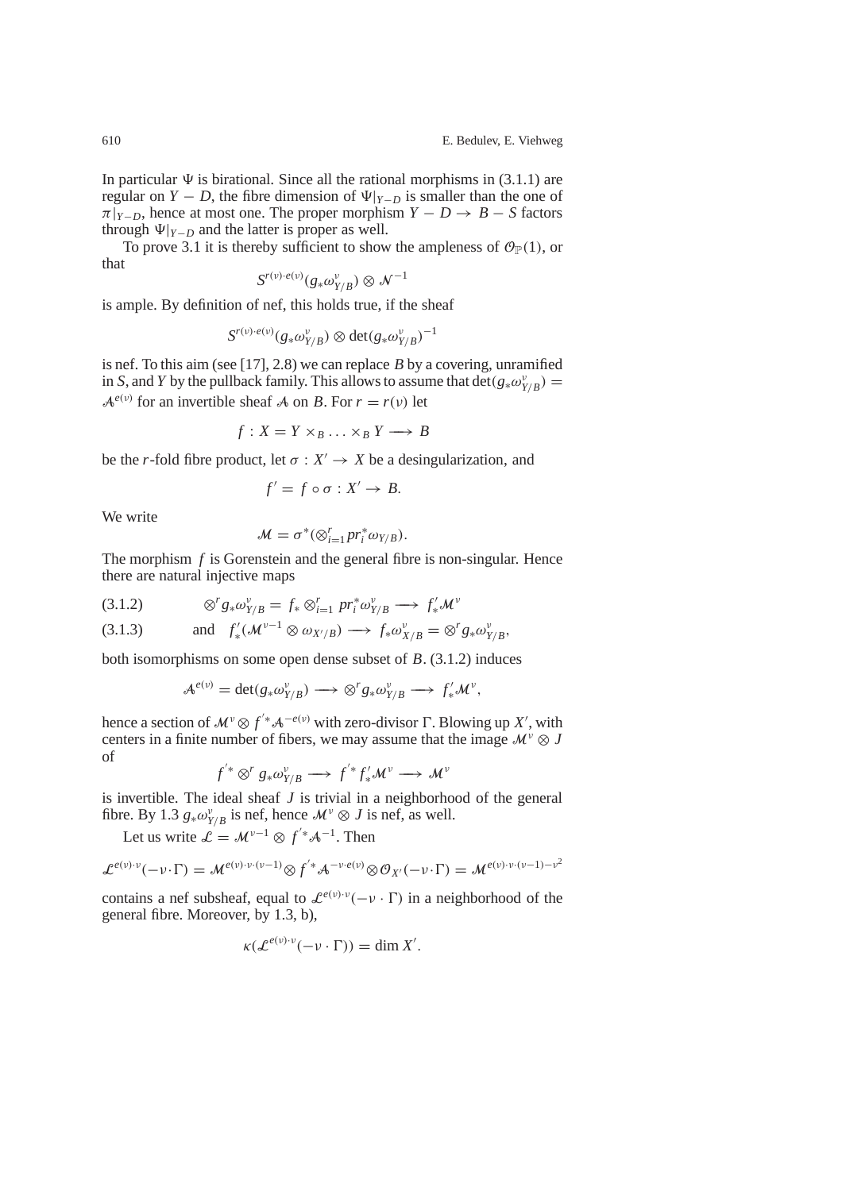In particular $\Psi$ is birational. Since all the rational morphisms in (3.1.1) are regular on $Y - D$, the fibre dimension of $\Psi|_{Y-D}$ is smaller than the one of $\pi|_{Y-D}$, hence at most one. The proper morphism $Y - D \to B - S$ factors through $\Psi|_{Y-D}$ and the latter is proper as well.

To prove 3.1 it is thereby sufficient to show the ampleness of $\mathcal{O}_{\mathbb{P}}(1)$, or that

$$S^{r(\nu)\cdot e(\nu)}(g_*\omega_{Y/B}^{\nu}) \otimes \mathcal{N}^{-1}$$

is ample. By definition of nef, this holds true, if the sheaf

$$S^{r(\nu)\cdot e(\nu)}(g_*\omega_{Y/B}^{\nu}) \otimes \det(g_*\omega_{Y/B}^{\nu})^{-1}$$

is nef. To this aim (see [17], 2.8) we can replace $B$ by a covering, unramified in $S$, and $Y$ by the pullback family. This allows to assume that $\det(g_*\omega_{Y/B}^{\nu}) = \mathcal{A}^{e(\nu)}$ for an invertible sheaf $\mathcal{A}$ on $B$. For $r = r(\nu)$ let

$$f : X = Y \times_B \ldots \times_B Y \longrightarrow B$$

be the $r$-fold fibre product, let $\sigma : X' \to X$ be a desingularization, and

$$f' = f \circ \sigma : X' \to B.$$

We write

$$\mathcal{M} = \sigma^*(\otimes_{i=1}^{r} pr_i^*\omega_{Y/B}).$$

The morphism $f$ is Gorenstein and the general fibre is non-singular. Hence there are natural injective maps

$$\otimes^r g_*\omega_{Y/B}^{\nu} = f_* \otimes_{i=1}^{r} pr_i^*\omega_{Y/B}^{\nu} \longrightarrow f'_*\mathcal{M}^{\nu} \tag{3.1.2}$$

$$\text{and} \quad f'_*(\mathcal{M}^{\nu-1} \otimes \omega_{X'/B}) \longrightarrow f_*\omega_{X/B}^{\nu} = \otimes^r g_*\omega_{Y/B}^{\nu}, \tag{3.1.3}$$

both isomorphisms on some open dense subset of $B$. (3.1.2) induces

$$\mathcal{A}^{e(\nu)} = \det(g_*\omega_{Y/B}^{\nu}) \longrightarrow \otimes^r g_*\omega_{Y/B}^{\nu} \longrightarrow f'_*\mathcal{M}^{\nu},$$

hence a section of $\mathcal{M}^{\nu} \otimes f'^*\mathcal{A}^{-e(\nu)}$ with zero-divisor $\Gamma$. Blowing up $X'$, with centers in a finite number of fibers, we may assume that the image $\mathcal{M}^{\nu} \otimes J$ of

$$f'^* \otimes^r g_*\omega_{Y/B}^{\nu} \longrightarrow f'^* f'_*\mathcal{M}^{\nu} \longrightarrow \mathcal{M}^{\nu}$$

is invertible. The ideal sheaf $J$ is trivial in a neighborhood of the general fibre. By 1.3 $g_*\omega_{Y/B}^{\nu}$ is nef, hence $\mathcal{M}^{\nu} \otimes J$ is nef, as well.

Let us write $\mathcal{L} = \mathcal{M}^{\nu-1} \otimes f'^*\mathcal{A}^{-1}$. Then

$$\mathcal{L}^{e(\nu)\cdot\nu}(-\nu\cdot\Gamma) = \mathcal{M}^{e(\nu)\cdot\nu\cdot(\nu-1)} \otimes f'^*\mathcal{A}^{-\nu\cdot e(\nu)} \otimes \mathcal{O}_{X'}(-\nu\cdot\Gamma) = \mathcal{M}^{e(\nu)\cdot\nu\cdot(\nu-1)-\nu^2}$$

contains a nef subsheaf, equal to $\mathcal{L}^{e(\nu)\cdot\nu}(-\nu\cdot\Gamma)$ in a neighborhood of the general fibre. Moreover, by 1.3, b),

$$\kappa(\mathcal{L}^{e(\nu)\cdot\nu}(-\nu\cdot\Gamma)) = \dim X'.$$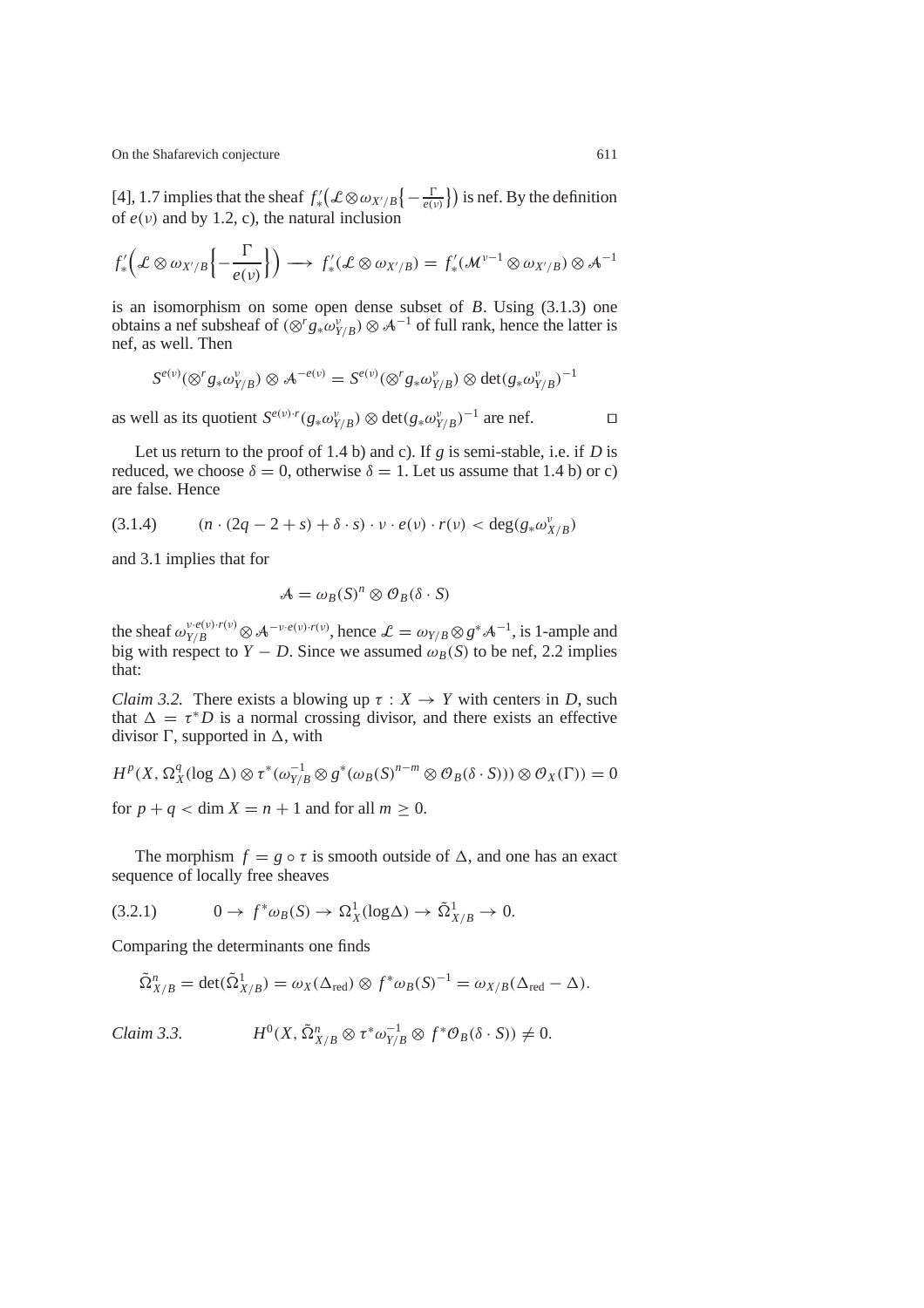[4], 1.7 implies that the sheaf $f'_*\big(\mathcal{L}\otimes\omega_{X'/B}\big\{-\frac{\Gamma}{e(\nu)}\big\}\big)$ is nef. By the definition of $e(\nu)$ and by 1.2, c), the natural inclusion

$$f'_*\Big(\mathcal{L}\otimes\omega_{X'/B}\Big\{-\frac{\Gamma}{e(\nu)}\Big\}\Big)\longrightarrow f'_*(\mathcal{L}\otimes\omega_{X'/B}) = f'_*(\mathcal{M}^{\nu-1}\otimes\omega_{X'/B})\otimes\mathcal{A}^{-1}$$

is an isomorphism on some open dense subset of $B$. Using (3.1.3) one obtains a nef subsheaf of $(\otimes^r g_*\omega^\nu_{Y/B})\otimes\mathcal{A}^{-1}$ of full rank, hence the latter is nef, as well. Then

$$S^{e(\nu)}(\otimes^r g_*\omega^\nu_{Y/B})\otimes\mathcal{A}^{-e(\nu)} = S^{e(\nu)}(\otimes^r g_*\omega^\nu_{Y/B})\otimes\det(g_*\omega^\nu_{Y/B})^{-1}$$

as well as its quotient $S^{e(\nu)\cdot r}(g_*\omega^\nu_{Y/B})\otimes\det(g_*\omega^\nu_{Y/B})^{-1}$ are nef. $\square$

Let us return to the proof of 1.4 b) and c). If $g$ is semi-stable, i.e. if $D$ is reduced, we choose $\delta = 0$, otherwise $\delta = 1$. Let us assume that 1.4 b) or c) are false. Hence

$$(n\cdot(2q-2+s)+\delta\cdot s)\cdot\nu\cdot e(\nu)\cdot r(\nu) < \deg(g_*\omega^\nu_{X/B}) \tag{3.1.4}$$

and 3.1 implies that for

$$\mathcal{A} = \omega_B(S)^n\otimes\mathcal{O}_B(\delta\cdot S)$$

the sheaf $\omega_{Y/B}^{\nu\cdot e(\nu)\cdot r(\nu)}\otimes\mathcal{A}^{-\nu\cdot e(\nu)\cdot r(\nu)}$, hence $\mathcal{L} = \omega_{Y/B}\otimes g^*\mathcal{A}^{-1}$, is 1-ample and big with respect to $Y - D$. Since we assumed $\omega_B(S)$ to be nef, 2.2 implies that:

*Claim 3.2.* There exists a blowing up $\tau : X \to Y$ with centers in $D$, such that $\Delta = \tau^*D$ is a normal crossing divisor, and there exists an effective divisor $\Gamma$, supported in $\Delta$, with

$$H^p(X,\Omega^q_X(\log\Delta)\otimes\tau^*(\omega^{-1}_{Y/B}\otimes g^*(\omega_B(S)^{n-m}\otimes\mathcal{O}_B(\delta\cdot S)))\otimes\mathcal{O}_X(\Gamma)) = 0$$

for $p+q < \dim X = n+1$ and for all $m \geq 0$.

The morphism $f = g\circ\tau$ is smooth outside of $\Delta$, and one has an exact sequence of locally free sheaves

$$0\to f^*\omega_B(S)\to\Omega^1_X(\log\Delta)\to\tilde{\Omega}^1_{X/B}\to 0. \tag{3.2.1}$$

Comparing the determinants one finds

$$\tilde{\Omega}^n_{X/B} = \det(\tilde{\Omega}^1_{X/B}) = \omega_X(\Delta_{\text{red}})\otimes f^*\omega_B(S)^{-1} = \omega_{X/B}(\Delta_{\text{red}}-\Delta).$$

*Claim 3.3.* $\qquad H^0(X,\tilde{\Omega}^n_{X/B}\otimes\tau^*\omega^{-1}_{Y/B}\otimes f^*\mathcal{O}_B(\delta\cdot S)) \neq 0.$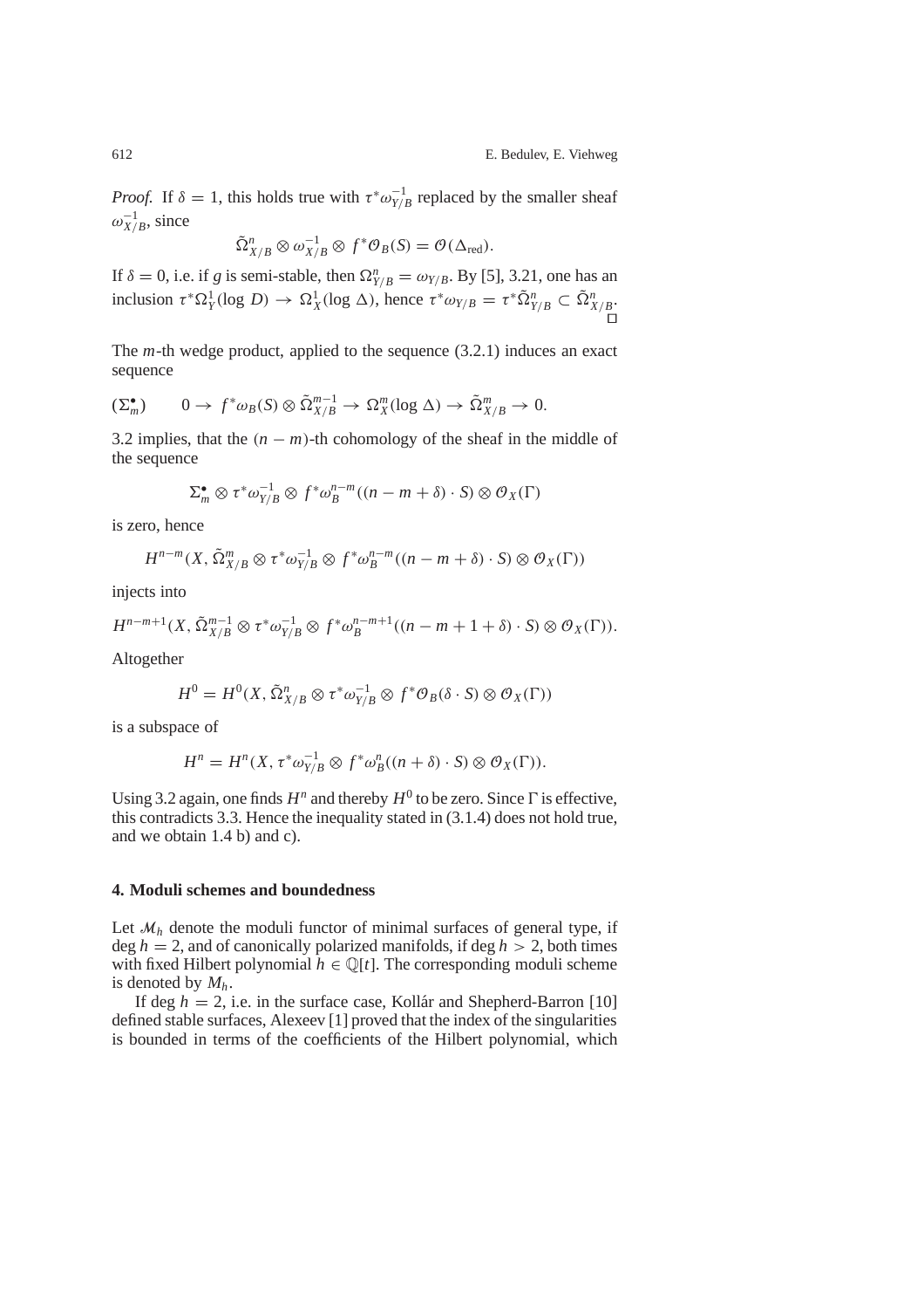*Proof.* If $\delta = 1$, this holds true with $\tau^*\omega_{Y/B}^{-1}$ replaced by the smaller sheaf $\omega_{X/B}^{-1}$, since

$$\tilde{\Omega}^n_{X/B} \otimes \omega_{X/B}^{-1} \otimes f^*\mathcal{O}_B(S) = \mathcal{O}(\Delta_{\mathrm{red}}).$$

If $\delta = 0$, i.e. if $g$ is semi-stable, then $\Omega^n_{Y/B} = \omega_{Y/B}$. By [5], 3.21, one has an inclusion $\tau^*\Omega^1_Y(\log D) \to \Omega^1_X(\log \Delta)$, hence $\tau^*\omega_{Y/B} = \tau^*\tilde{\Omega}^n_{Y/B} \subset \tilde{\Omega}^n_{X/B}$. $\square$

The $m$-th wedge product, applied to the sequence (3.2.1) induces an exact sequence

$$(\Sigma^\bullet_m) \qquad 0 \to f^*\omega_B(S) \otimes \tilde{\Omega}^{m-1}_{X/B} \to \Omega^m_X(\log \Delta) \to \tilde{\Omega}^m_{X/B} \to 0.$$

3.2 implies, that the $(n-m)$-th cohomology of the sheaf in the middle of the sequence

$$\Sigma^\bullet_m \otimes \tau^*\omega_{Y/B}^{-1} \otimes f^*\omega_B^{n-m}((n-m+\delta)\cdot S) \otimes \mathcal{O}_X(\Gamma)$$

is zero, hence

$$H^{n-m}(X, \tilde{\Omega}^m_{X/B} \otimes \tau^*\omega_{Y/B}^{-1} \otimes f^*\omega_B^{n-m}((n-m+\delta)\cdot S) \otimes \mathcal{O}_X(\Gamma))$$

injects into

$$H^{n-m+1}(X, \tilde{\Omega}^{m-1}_{X/B} \otimes \tau^*\omega_{Y/B}^{-1} \otimes f^*\omega_B^{n-m+1}((n-m+1+\delta)\cdot S) \otimes \mathcal{O}_X(\Gamma)).$$

Altogether

$$H^0 = H^0(X, \tilde{\Omega}^n_{X/B} \otimes \tau^*\omega_{Y/B}^{-1} \otimes f^*\mathcal{O}_B(\delta\cdot S) \otimes \mathcal{O}_X(\Gamma))$$

is a subspace of

$$H^n = H^n(X, \tau^*\omega_{Y/B}^{-1} \otimes f^*\omega_B^n((n+\delta)\cdot S) \otimes \mathcal{O}_X(\Gamma)).$$

Using 3.2 again, one finds $H^n$ and thereby $H^0$ to be zero. Since $\Gamma$ is effective, this contradicts 3.3. Hence the inequality stated in (3.1.4) does not hold true, and we obtain 1.4 b) and c).

## 4. Moduli schemes and boundedness

Let $\mathcal{M}_h$ denote the moduli functor of minimal surfaces of general type, if $\deg h = 2$, and of canonically polarized manifolds, if $\deg h > 2$, both times with fixed Hilbert polynomial $h \in \mathbb{Q}[t]$. The corresponding moduli scheme is denoted by $M_h$.

If $\deg h = 2$, i.e. in the surface case, Kollár and Shepherd-Barron [10] defined stable surfaces, Alexeev [1] proved that the index of the singularities is bounded in terms of the coefficients of the Hilbert polynomial, which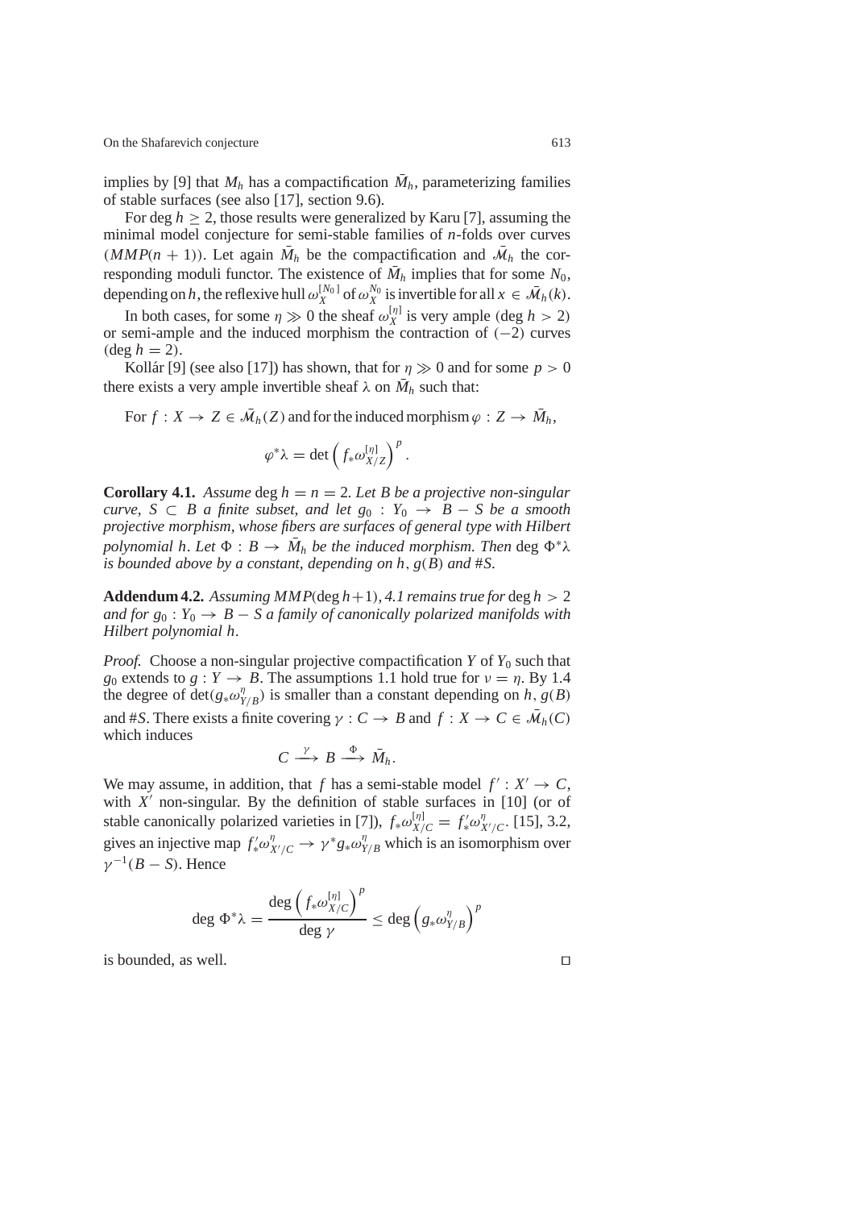implies by [9] that $M_h$ has a compactification $\bar{M}_h$, parameterizing families of stable surfaces (see also [17], section 9.6).

For $\deg h \geq 2$, those results were generalized by Karu [7], assuming the minimal model conjecture for semi-stable families of $n$-folds over curves ($MMP(n+1)$). Let again $\bar{M}_h$ be the compactification and $\bar{\mathcal{M}}_h$ the corresponding moduli functor. The existence of $\bar{M}_h$ implies that for some $N_0$, depending on $h$, the reflexive hull $\omega_X^{[N_0]}$ of $\omega_X^{N_0}$ is invertible for all $x \in \bar{\mathcal{M}}_h(k)$.

In both cases, for some $\eta \gg 0$ the sheaf $\omega_X^{[\eta]}$ is very ample ($\deg h > 2$) or semi-ample and the induced morphism the contraction of $(-2)$ curves ($\deg h = 2$).

Kollár [9] (see also [17]) has shown, that for $\eta \gg 0$ and for some $p > 0$ there exists a very ample invertible sheaf $\lambda$ on $\bar{M}_h$ such that:

For $f : X \to Z \in \bar{\mathcal{M}}_h(Z)$ and for the induced morphism $\varphi : Z \to \bar{M}_h$,

$$\varphi^*\lambda = \det\left(f_*\omega_{X/Z}^{[\eta]}\right)^p.$$

**Corollary 4.1.** *Assume* $\deg h = n = 2$. *Let $B$ be a projective non-singular curve, $S \subset B$ a finite subset, and let $g_0 : Y_0 \to B - S$ be a smooth projective morphism, whose fibers are surfaces of general type with Hilbert polynomial $h$. Let $\Phi : B \to \bar{M}_h$ be the induced morphism. Then* $\deg \Phi^*\lambda$ *is bounded above by a constant, depending on $h$, $g(B)$ and $\#S$.*

**Addendum 4.2.** *Assuming $MMP(\deg h+1)$, 4.1 remains true for* $\deg h > 2$ *and for $g_0 : Y_0 \to B - S$ a family of canonically polarized manifolds with Hilbert polynomial $h$.*

*Proof.* Choose a non-singular projective compactification $Y$ of $Y_0$ such that $g_0$ extends to $g : Y \to B$. The assumptions 1.1 hold true for $\nu = \eta$. By 1.4 the degree of $\det(g_*\omega_{Y/B}^{\eta})$ is smaller than a constant depending on $h$, $g(B)$ and $\#S$. There exists a finite covering $\gamma : C \to B$ and $f : X \to C \in \bar{\mathcal{M}}_h(C)$ which induces

$$C \xrightarrow{\gamma} B \xrightarrow{\Phi} \bar{M}_h.$$

We may assume, in addition, that $f$ has a semi-stable model $f' : X' \to C$, with $X'$ non-singular. By the definition of stable surfaces in [10] (or of stable canonically polarized varieties in [7]), $f_*\omega_{X/C}^{[\eta]} = f'_*\omega_{X'/C}^{\eta}$. [15], 3.2, gives an injective map $f'_*\omega_{X'/C}^{\eta} \to \gamma^* g_*\omega_{Y/B}^{\eta}$ which is an isomorphism over $\gamma^{-1}(B - S)$. Hence

$$\deg \Phi^*\lambda = \frac{\deg\left(f_*\omega_{X/C}^{[\eta]}\right)^p}{\deg \gamma} \leq \deg\left(g_*\omega_{Y/B}^{\eta}\right)^p$$

is bounded, as well. □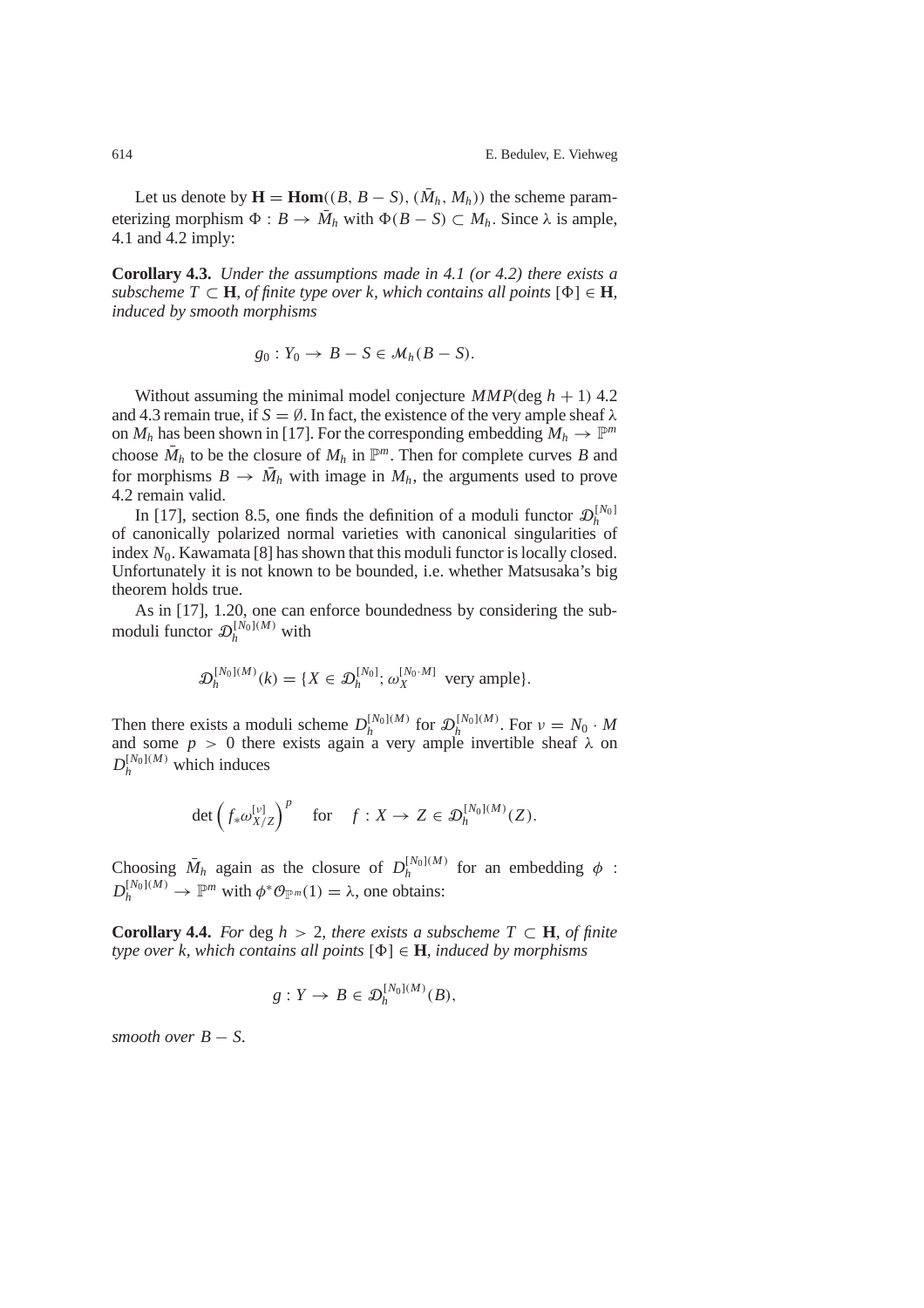Let us denote by $\mathbf{H} = \mathbf{Hom}((B, B - S), (\bar{M}_h, M_h))$ the scheme parameterizing morphism $\Phi : B \to \bar{M}_h$ with $\Phi(B - S) \subset M_h$. Since $\lambda$ is ample, 4.1 and 4.2 imply:

**Corollary 4.3.** *Under the assumptions made in 4.1 (or 4.2) there exists a subscheme $T \subset \mathbf{H}$, of finite type over $k$, which contains all points $[\Phi] \in \mathbf{H}$, induced by smooth morphisms*

$$g_0 : Y_0 \to B - S \in \mathcal{M}_h(B - S).$$

Without assuming the minimal model conjecture $MMP(\deg h + 1)$ 4.2 and 4.3 remain true, if $S = \emptyset$. In fact, the existence of the very ample sheaf $\lambda$ on $M_h$ has been shown in [17]. For the corresponding embedding $M_h \to \mathbb{P}^m$ choose $\bar{M}_h$ to be the closure of $M_h$ in $\mathbb{P}^m$. Then for complete curves $B$ and for morphisms $B \to \bar{M}_h$ with image in $M_h$, the arguments used to prove 4.2 remain valid.

In [17], section 8.5, one finds the definition of a moduli functor $\mathcal{D}_h^{[N_0]}$ of canonically polarized normal varieties with canonical singularities of index $N_0$. Kawamata [8] has shown that this moduli functor is locally closed. Unfortunately it is not known to be bounded, i.e. whether Matsusaka's big theorem holds true.

As in [17], 1.20, one can enforce boundedness by considering the sub-moduli functor $\mathcal{D}_h^{[N_0](M)}$ with

$$\mathcal{D}_h^{[N_0](M)}(k) = \{X \in \mathcal{D}_h^{[N_0]};\ \omega_X^{[N_0 \cdot M]} \text{ very ample}\}.$$

Then there exists a moduli scheme $D_h^{[N_0](M)}$ for $\mathcal{D}_h^{[N_0](M)}$. For $\nu = N_0 \cdot M$ and some $p > 0$ there exists again a very ample invertible sheaf $\lambda$ on $D_h^{[N_0](M)}$ which induces

$$\det\left(f_* \omega_{X/Z}^{[\nu]}\right)^p \quad \text{for} \quad f : X \to Z \in \mathcal{D}_h^{[N_0](M)}(Z).$$

Choosing $\bar{M}_h$ again as the closure of $D_h^{[N_0](M)}$ for an embedding $\phi : D_h^{[N_0](M)} \to \mathbb{P}^m$ with $\phi^* \mathcal{O}_{\mathbb{P}^m}(1) = \lambda$, one obtains:

**Corollary 4.4.** *For* $\deg h > 2$, *there exists a subscheme $T \subset \mathbf{H}$, of finite type over $k$, which contains all points $[\Phi] \in \mathbf{H}$, induced by morphisms*

$$g : Y \to B \in \mathcal{D}_h^{[N_0](M)}(B),$$

*smooth over $B - S$.*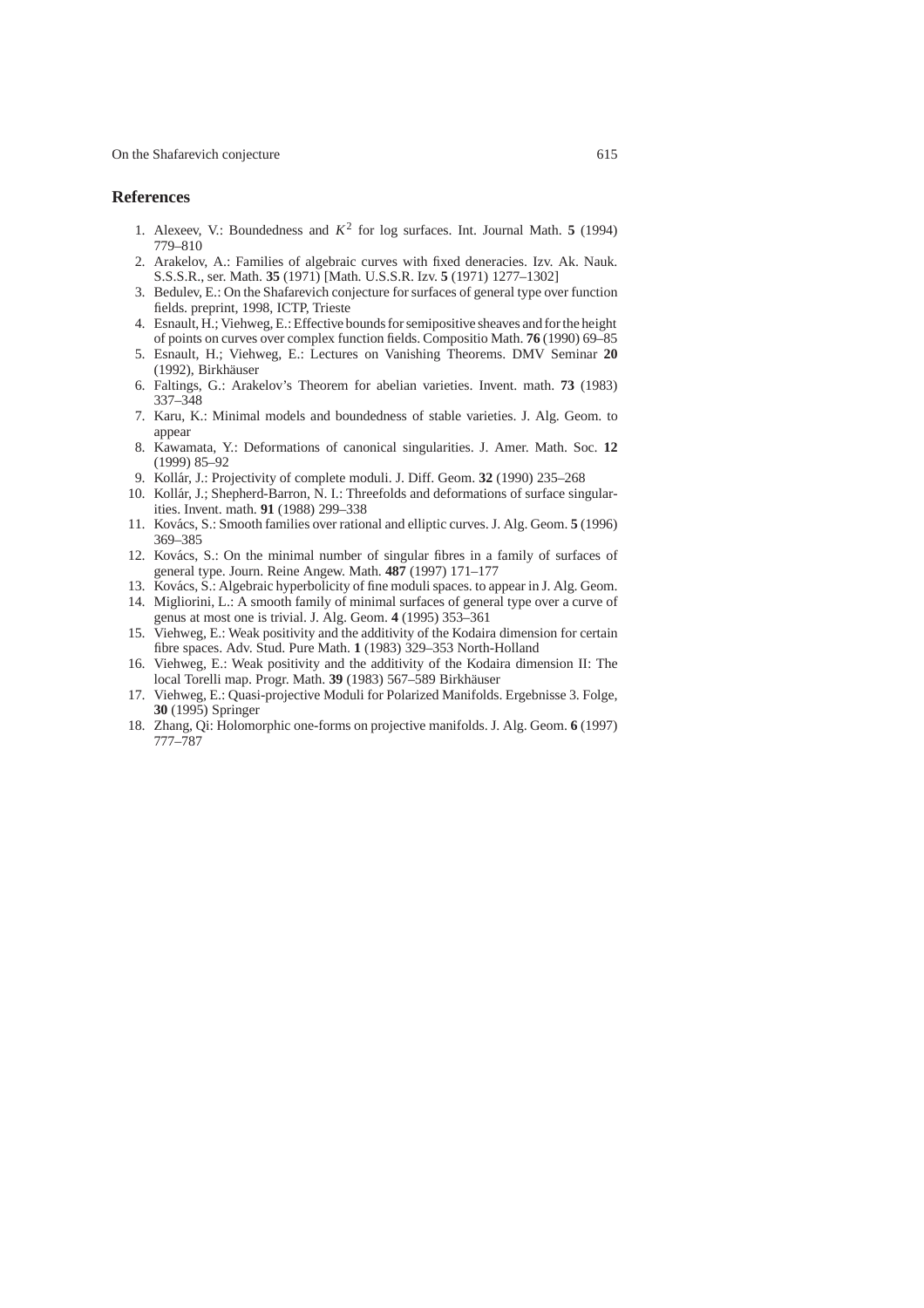## References

1. Alexeev, V.: Boundedness and $K^2$ for log surfaces. Int. Journal Math. **5** (1994) 779–810
2. Arakelov, A.: Families of algebraic curves with fixed deneracies. Izv. Ak. Nauk. S.S.S.R., ser. Math. **35** (1971) [Math. U.S.S.R. Izv. **5** (1971) 1277–1302]
3. Bedulev, E.: On the Shafarevich conjecture for surfaces of general type over function fields. preprint, 1998, ICTP, Trieste
4. Esnault, H.; Viehweg, E.: Effective bounds for semipositive sheaves and for the height of points on curves over complex function fields. Compositio Math. **76** (1990) 69–85
5. Esnault, H.; Viehweg, E.: Lectures on Vanishing Theorems. DMV Seminar **20** (1992), Birkhäuser
6. Faltings, G.: Arakelov's Theorem for abelian varieties. Invent. math. **73** (1983) 337–348
7. Karu, K.: Minimal models and boundedness of stable varieties. J. Alg. Geom. to appear
8. Kawamata, Y.: Deformations of canonical singularities. J. Amer. Math. Soc. **12** (1999) 85–92
9. Kollár, J.: Projectivity of complete moduli. J. Diff. Geom. **32** (1990) 235–268
10. Kollár, J.; Shepherd-Barron, N. I.: Threefolds and deformations of surface singularities. Invent. math. **91** (1988) 299–338
11. Kovács, S.: Smooth families over rational and elliptic curves. J. Alg. Geom. **5** (1996) 369–385
12. Kovács, S.: On the minimal number of singular fibres in a family of surfaces of general type. Journ. Reine Angew. Math. **487** (1997) 171–177
13. Kovács, S.: Algebraic hyperbolicity of fine moduli spaces. to appear in J. Alg. Geom.
14. Migliorini, L.: A smooth family of minimal surfaces of general type over a curve of genus at most one is trivial. J. Alg. Geom. **4** (1995) 353–361
15. Viehweg, E.: Weak positivity and the additivity of the Kodaira dimension for certain fibre spaces. Adv. Stud. Pure Math. **1** (1983) 329–353 North-Holland
16. Viehweg, E.: Weak positivity and the additivity of the Kodaira dimension II: The local Torelli map. Progr. Math. **39** (1983) 567–589 Birkhäuser
17. Viehweg, E.: Quasi-projective Moduli for Polarized Manifolds. Ergebnisse 3. Folge, **30** (1995) Springer
18. Zhang, Qi: Holomorphic one-forms on projective manifolds. J. Alg. Geom. **6** (1997) 777–787